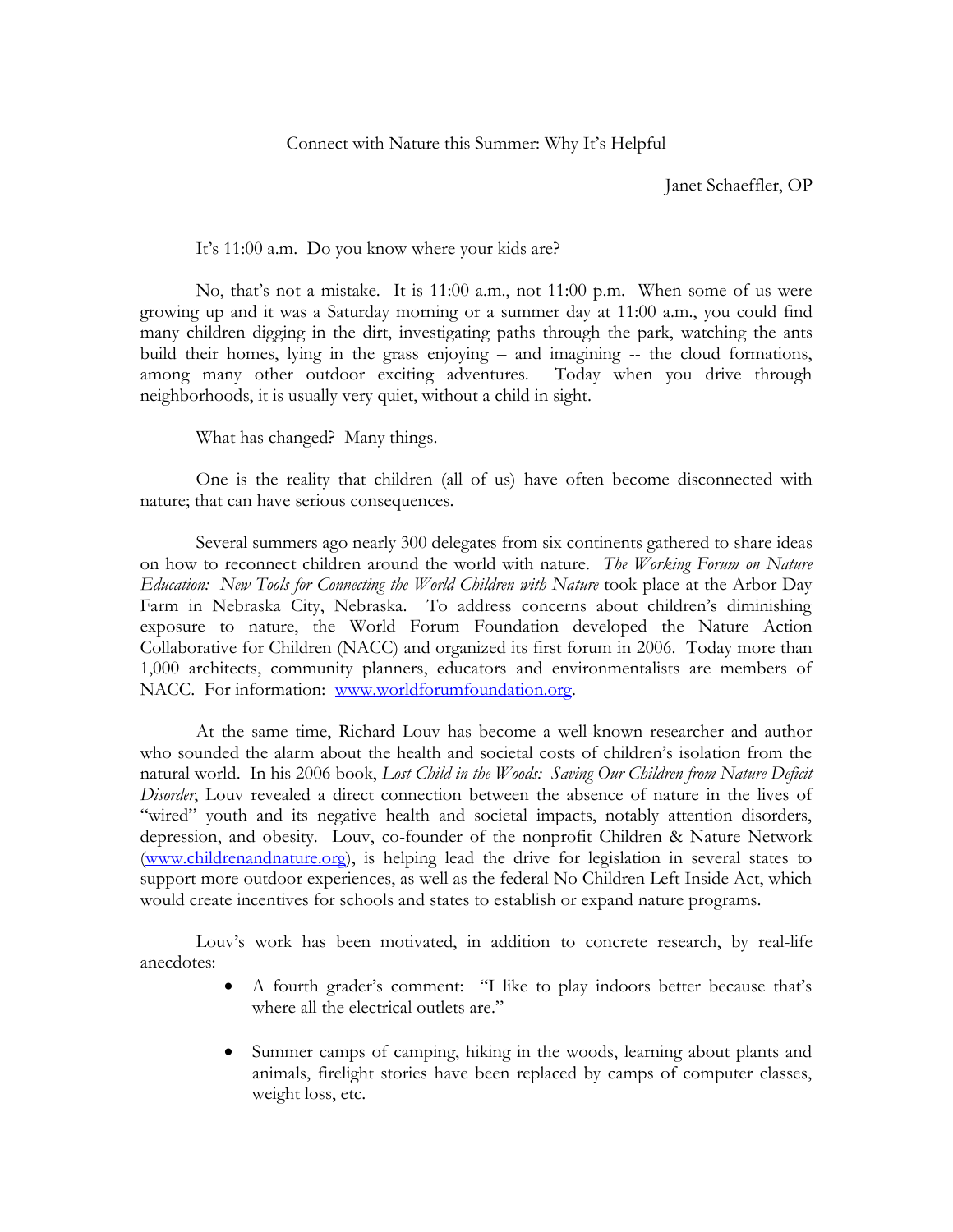# Connect with Nature this Summer: Why It's Helpful

Janet Schaeffler, OP

It's 11:00 a.m. Do you know where your kids are?

No, that's not a mistake. It is 11:00 a.m., not 11:00 p.m. When some of us were growing up and it was a Saturday morning or a summer day at 11:00 a.m., you could find many children digging in the dirt, investigating paths through the park, watching the ants build their homes, lying in the grass enjoying – and imagining -- the cloud formations, among many other outdoor exciting adventures. Today when you drive through neighborhoods, it is usually very quiet, without a child in sight.

What has changed? Many things.

One is the reality that children (all of us) have often become disconnected with nature; that can have serious consequences.

Several summers ago nearly 300 delegates from six continents gathered to share ideas on how to reconnect children around the world with nature. *The Working Forum on Nature Education: New Tools for Connecting the World Children with Nature* took place at the Arbor Day Farm in Nebraska City, Nebraska. To address concerns about children's diminishing exposure to nature, the World Forum Foundation developed the Nature Action Collaborative for Children (NACC) and organized its first forum in 2006. Today more than 1,000 architects, community planners, educators and environmentalists are members of NACC. For information: [www.worldforumfoundation.org](www.worldforumfoundation.org).

At the same time, Richard Louv has become a well-known researcher and author who sounded the alarm about the health and societal costs of children's isolation from the natural world. In his 2006 book, *Lost Child in the Woods: Saving Our Children from Nature Deficit Disorder*, Louv revealed a direct connection between the absence of nature in the lives of "wired" youth and its negative health and societal impacts, notably attention disorders, depression, and obesity. Louv, co-founder of the nonprofit Children & Nature Network ([www.childrenandnature.org](www.childrenandnature.org)), is helping lead the drive for legislation in several states to support more outdoor experiences, as well as the federal No Children Left Inside Act, which would create incentives for schools and states to establish or expand nature programs.

Louv's work has been motivated, in addition to concrete research, by real-life anecdotes:

- A fourth grader's comment: "I like to play indoors better because that's where all the electrical outlets are."
- Summer camps of camping, hiking in the woods, learning about plants and animals, firelight stories have been replaced by camps of computer classes, weight loss, etc.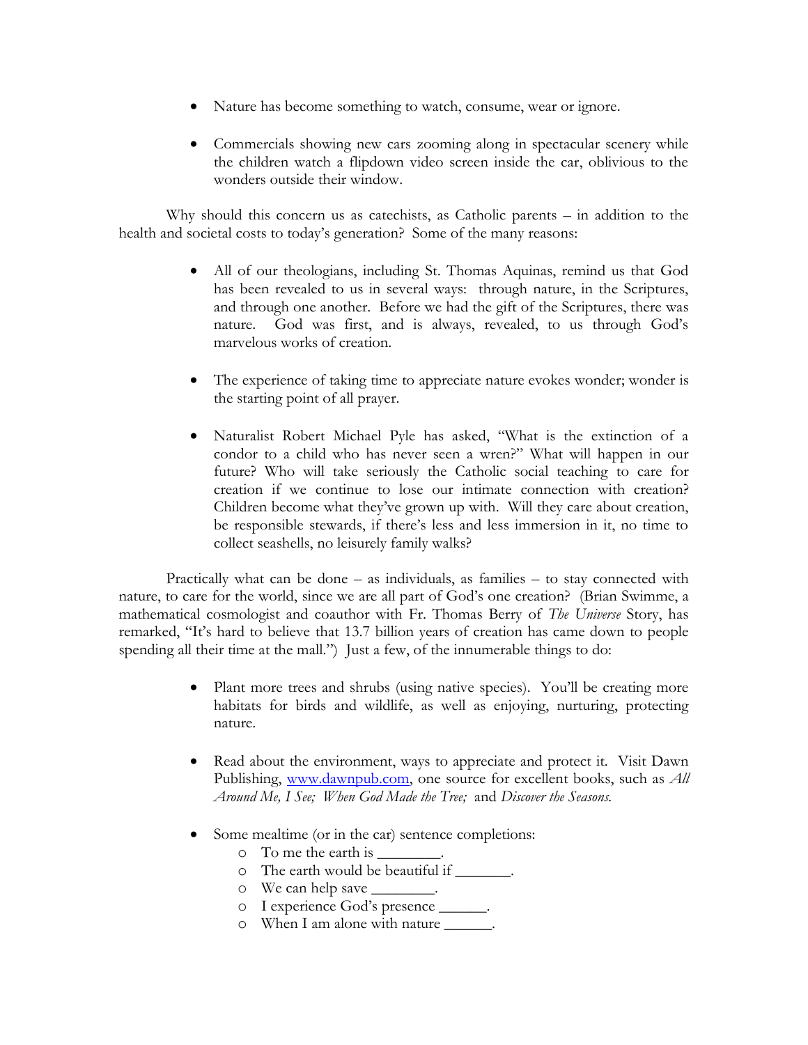- Nature has become something to watch, consume, wear or ignore.

- Commercials showing new cars zooming along in spectacular scenery while the children watch a flipdown video screen inside the car, oblivious to the wonders outside their window.

Why should this concern us as catechists, as Catholic parents – in addition to the health and societal costs to today's generation? Some of the many reasons:

- All of our theologians, including St. Thomas Aquinas, remind us that God has been revealed to us in several ways: through nature, in the Scriptures, and through one another. Before we had the gift of the Scriptures, there was nature. God was first, and is always, revealed, to us through God's marvelous works of creation.

- The experience of taking time to appreciate nature evokes wonder; wonder is the starting point of all prayer.

- Naturalist Robert Michael Pyle has asked, "What is the extinction of a condor to a child who has never seen a wren?" What will happen in our future? Who will take seriously the Catholic social teaching to care for creation if we continue to lose our intimate connection with creation? Children become what they've grown up with. Will they care about creation, be responsible stewards, if there's less and less immersion in it, no time to collect seashells, no leisurely family walks?

Practically what can be done – as individuals, as families – to stay connected with nature, to care for the world, since we are all part of God's one creation? (Brian Swimme, a mathematical cosmologist and coauthor with Fr. Thomas Berry of *The Universe* Story, has remarked, "It's hard to believe that 13.7 billion years of creation has came down to people spending all their time at the mall.") Just a few, of the innumerable things to do:

- Plant more trees and shrubs (using native species). You'll be creating more habitats for birds and wildlife, as well as enjoying, nurturing, protecting nature.

- Read about the environment, ways to appreciate and protect it. Visit Dawn Publishing, [www.dawnpub.com](http://www.dawnpub.com), one source for excellent books, such as *All Around Me, I See; When God Made the Tree;* and *Discover the Seasons.*

- Some mealtime (or in the car) sentence completions:
  - To me the earth is ________.
  - The earth would be beautiful if _______.
  - We can help save ________.
  - I experience God's presence ______.
  - When I am alone with nature ______.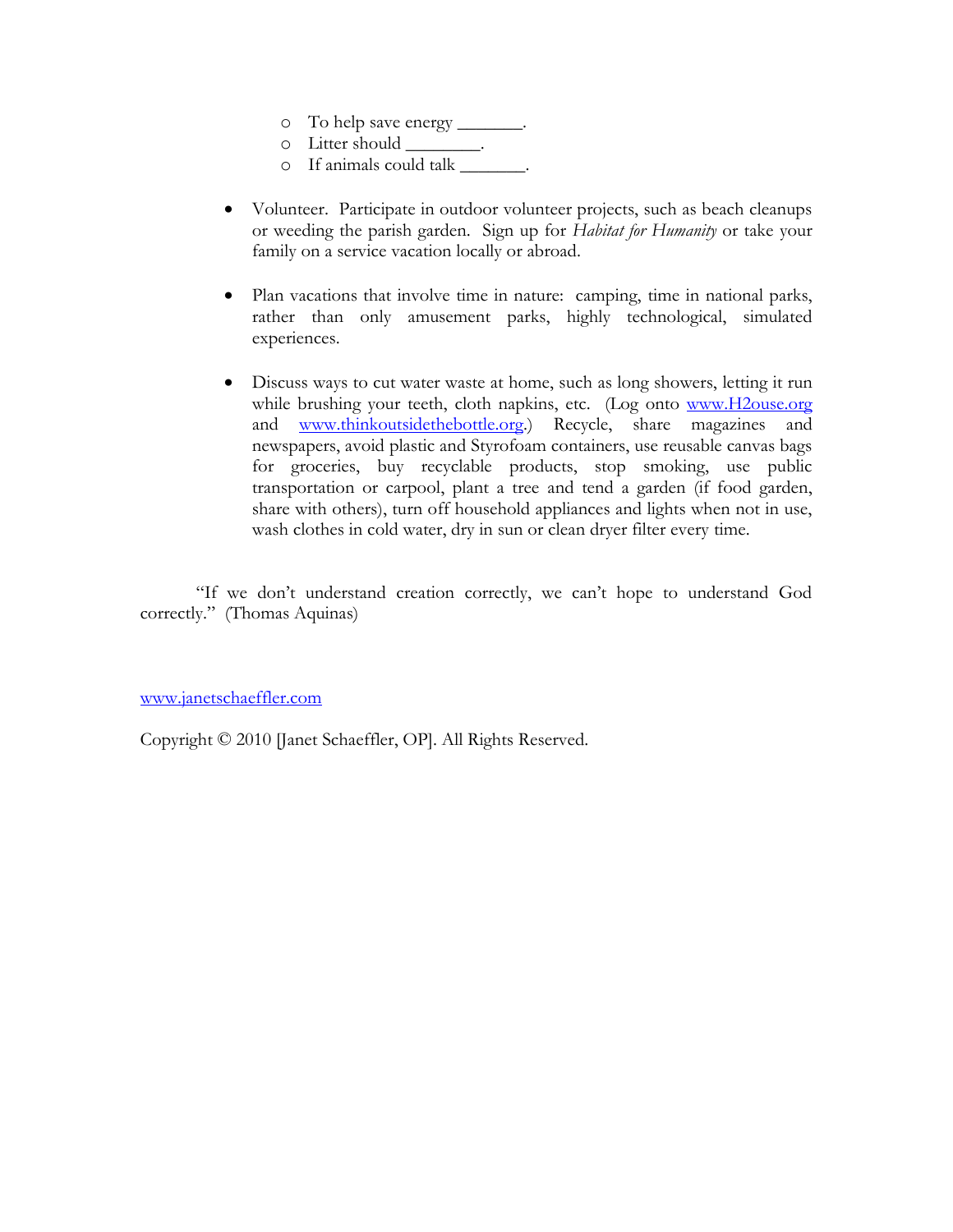- To help save energy _______.
    - Litter should ________.
    - If animals could talk _______.

- Volunteer. Participate in outdoor volunteer projects, such as beach cleanups or weeding the parish garden. Sign up for *Habitat for Humanity* or take your family on a service vacation locally or abroad.

- Plan vacations that involve time in nature: camping, time in national parks, rather than only amusement parks, highly technological, simulated experiences.

- Discuss ways to cut water waste at home, such as long showers, letting it run while brushing your teeth, cloth napkins, etc. (Log onto www.H2ouse.org and www.thinkoutsidethebottle.org.) Recycle, share magazines and newspapers, avoid plastic and Styrofoam containers, use reusable canvas bags for groceries, buy recyclable products, stop smoking, use public transportation or carpool, plant a tree and tend a garden (if food garden, share with others), turn off household appliances and lights when not in use, wash clothes in cold water, dry in sun or clean dryer filter every time.

"If we don't understand creation correctly, we can't hope to understand God correctly." (Thomas Aquinas)

www.janetschaeffler.com

Copyright © 2010 [Janet Schaeffler, OP]. All Rights Reserved.